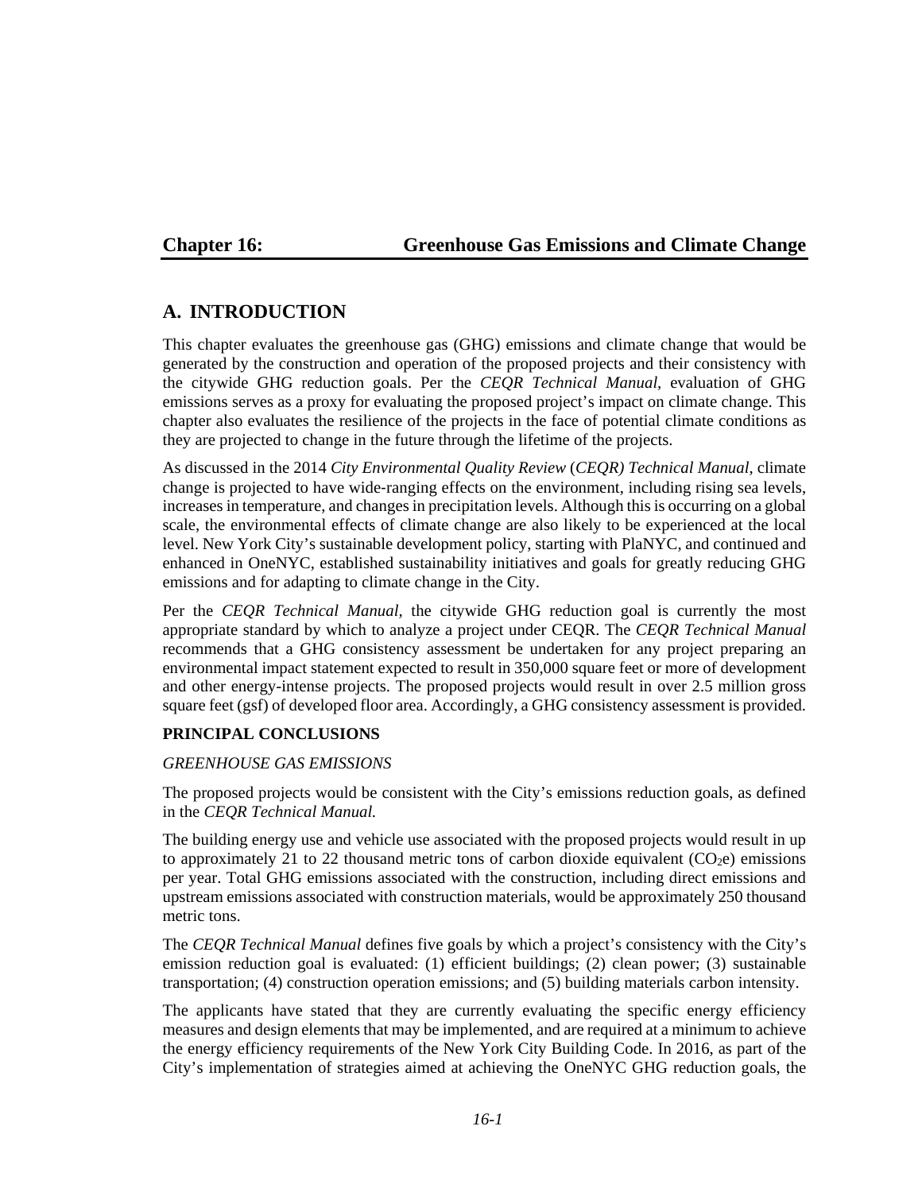# Chapter 16: Greenhouse Gas Emissions and Climate Change

## A. INTRODUCTION

This chapter evaluates the greenhouse gas (GHG) emissions and climate change that would be generated by the construction and operation of the proposed projects and their consistency with the citywide GHG reduction goals. Per the *CEQR Technical Manual*, evaluation of GHG emissions serves as a proxy for evaluating the proposed project's impact on climate change. This chapter also evaluates the resilience of the projects in the face of potential climate conditions as they are projected to change in the future through the lifetime of the projects.

As discussed in the 2014 *City Environmental Quality Review* (*CEQR) Technical Manual*, climate change is projected to have wide-ranging effects on the environment, including rising sea levels, increases in temperature, and changes in precipitation levels. Although this is occurring on a global scale, the environmental effects of climate change are also likely to be experienced at the local level. New York City's sustainable development policy, starting with PlaNYC, and continued and enhanced in OneNYC, established sustainability initiatives and goals for greatly reducing GHG emissions and for adapting to climate change in the City.

Per the *CEQR Technical Manual*, the citywide GHG reduction goal is currently the most appropriate standard by which to analyze a project under CEQR. The *CEQR Technical Manual* recommends that a GHG consistency assessment be undertaken for any project preparing an environmental impact statement expected to result in 350,000 square feet or more of development and other energy-intense projects. The proposed projects would result in over 2.5 million gross square feet (gsf) of developed floor area. Accordingly, a GHG consistency assessment is provided.

### PRINCIPAL CONCLUSIONS

*GREENHOUSE GAS EMISSIONS*

The proposed projects would be consistent with the City's emissions reduction goals, as defined in the *CEQR Technical Manual.*

The building energy use and vehicle use associated with the proposed projects would result in up to approximately 21 to 22 thousand metric tons of carbon dioxide equivalent ($CO_2e$) emissions per year. Total GHG emissions associated with the construction, including direct emissions and upstream emissions associated with construction materials, would be approximately 250 thousand metric tons.

The *CEQR Technical Manual* defines five goals by which a project's consistency with the City's emission reduction goal is evaluated: (1) efficient buildings; (2) clean power; (3) sustainable transportation; (4) construction operation emissions; and (5) building materials carbon intensity.

The applicants have stated that they are currently evaluating the specific energy efficiency measures and design elements that may be implemented, and are required at a minimum to achieve the energy efficiency requirements of the New York City Building Code. In 2016, as part of the City's implementation of strategies aimed at achieving the OneNYC GHG reduction goals, the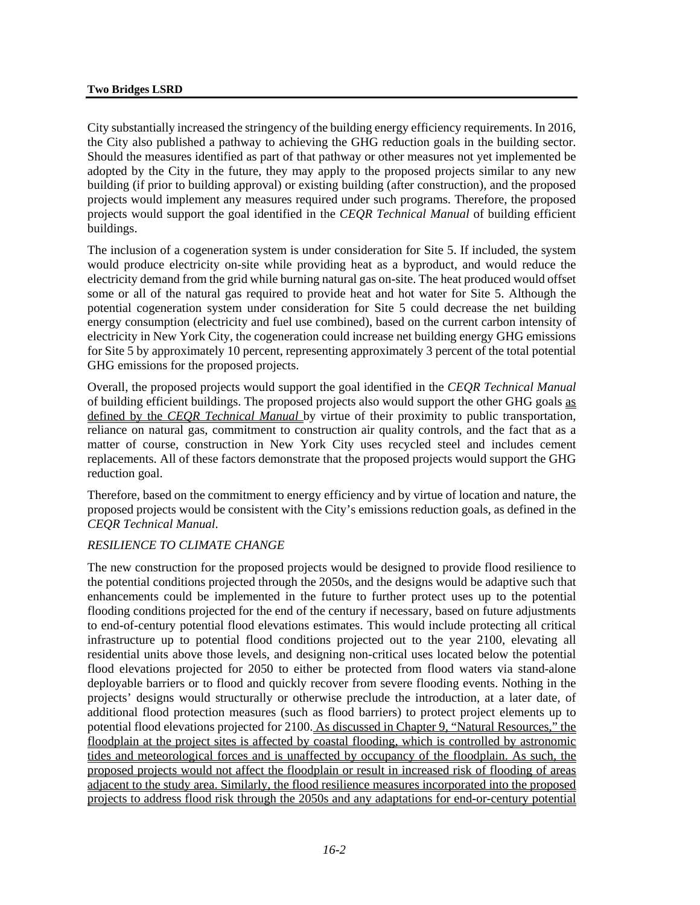City substantially increased the stringency of the building energy efficiency requirements. In 2016, the City also published a pathway to achieving the GHG reduction goals in the building sector. Should the measures identified as part of that pathway or other measures not yet implemented be adopted by the City in the future, they may apply to the proposed projects similar to any new building (if prior to building approval) or existing building (after construction), and the proposed projects would implement any measures required under such programs. Therefore, the proposed projects would support the goal identified in the *CEQR Technical Manual* of building efficient buildings.

The inclusion of a cogeneration system is under consideration for Site 5. If included, the system would produce electricity on-site while providing heat as a byproduct, and would reduce the electricity demand from the grid while burning natural gas on-site. The heat produced would offset some or all of the natural gas required to provide heat and hot water for Site 5. Although the potential cogeneration system under consideration for Site 5 could decrease the net building energy consumption (electricity and fuel use combined), based on the current carbon intensity of electricity in New York City, the cogeneration could increase net building energy GHG emissions for Site 5 by approximately 10 percent, representing approximately 3 percent of the total potential GHG emissions for the proposed projects.

Overall, the proposed projects would support the goal identified in the *CEQR Technical Manual* of building efficient buildings. The proposed projects also would support the other GHG goals as defined by the *CEQR Technical Manual* by virtue of their proximity to public transportation, reliance on natural gas, commitment to construction air quality controls, and the fact that as a matter of course, construction in New York City uses recycled steel and includes cement replacements. All of these factors demonstrate that the proposed projects would support the GHG reduction goal.

Therefore, based on the commitment to energy efficiency and by virtue of location and nature, the proposed projects would be consistent with the City's emissions reduction goals, as defined in the *CEQR Technical Manual*.

*RESILIENCE TO CLIMATE CHANGE*

The new construction for the proposed projects would be designed to provide flood resilience to the potential conditions projected through the 2050s, and the designs would be adaptive such that enhancements could be implemented in the future to further protect uses up to the potential flooding conditions projected for the end of the century if necessary, based on future adjustments to end-of-century potential flood elevations estimates. This would include protecting all critical infrastructure up to potential flood conditions projected out to the year 2100, elevating all residential units above those levels, and designing non-critical uses located below the potential flood elevations projected for 2050 to either be protected from flood waters via stand-alone deployable barriers or to flood and quickly recover from severe flooding events. Nothing in the projects' designs would structurally or otherwise preclude the introduction, at a later date, of additional flood protection measures (such as flood barriers) to protect project elements up to potential flood elevations projected for 2100. As discussed in Chapter 9, "Natural Resources," the floodplain at the project sites is affected by coastal flooding, which is controlled by astronomic tides and meteorological forces and is unaffected by occupancy of the floodplain. As such, the proposed projects would not affect the floodplain or result in increased risk of flooding of areas adjacent to the study area. Similarly, the flood resilience measures incorporated into the proposed projects to address flood risk through the 2050s and any adaptations for end-or-century potential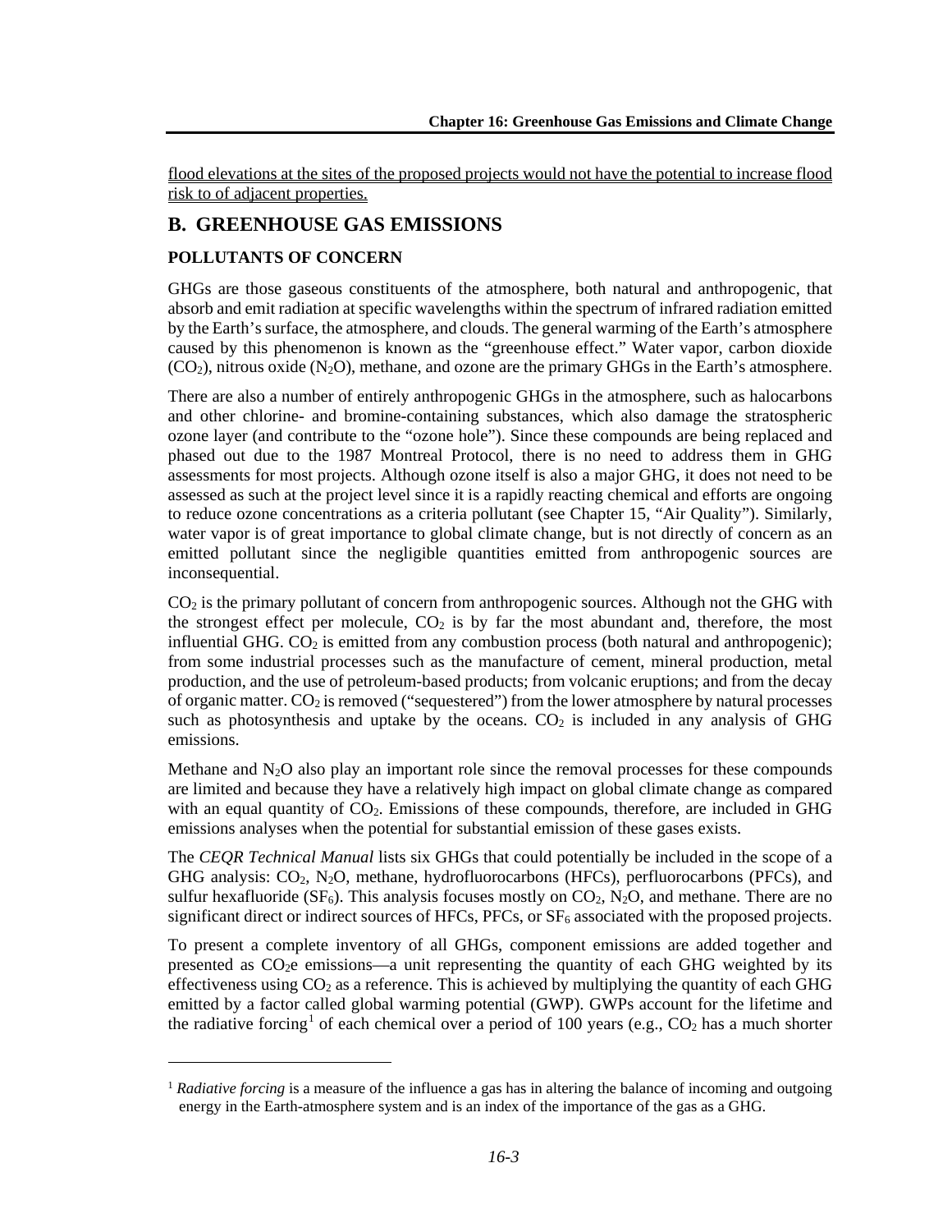flood elevations at the sites of the proposed projects would not have the potential to increase flood risk to of adjacent properties.

## B. GREENHOUSE GAS EMISSIONS

### POLLUTANTS OF CONCERN

GHGs are those gaseous constituents of the atmosphere, both natural and anthropogenic, that absorb and emit radiation at specific wavelengths within the spectrum of infrared radiation emitted by the Earth's surface, the atmosphere, and clouds. The general warming of the Earth's atmosphere caused by this phenomenon is known as the "greenhouse effect." Water vapor, carbon dioxide ($CO_2$), nitrous oxide ($N_2O$), methane, and ozone are the primary GHGs in the Earth's atmosphere.

There are also a number of entirely anthropogenic GHGs in the atmosphere, such as halocarbons and other chlorine- and bromine-containing substances, which also damage the stratospheric ozone layer (and contribute to the "ozone hole"). Since these compounds are being replaced and phased out due to the 1987 Montreal Protocol, there is no need to address them in GHG assessments for most projects. Although ozone itself is also a major GHG, it does not need to be assessed as such at the project level since it is a rapidly reacting chemical and efforts are ongoing to reduce ozone concentrations as a criteria pollutant (see Chapter 15, "Air Quality"). Similarly, water vapor is of great importance to global climate change, but is not directly of concern as an emitted pollutant since the negligible quantities emitted from anthropogenic sources are inconsequential.

$CO_2$ is the primary pollutant of concern from anthropogenic sources. Although not the GHG with the strongest effect per molecule, $CO_2$ is by far the most abundant and, therefore, the most influential GHG. $CO_2$ is emitted from any combustion process (both natural and anthropogenic); from some industrial processes such as the manufacture of cement, mineral production, metal production, and the use of petroleum-based products; from volcanic eruptions; and from the decay of organic matter. $CO_2$ is removed ("sequestered") from the lower atmosphere by natural processes such as photosynthesis and uptake by the oceans. $CO_2$ is included in any analysis of GHG emissions.

Methane and $N_2O$ also play an important role since the removal processes for these compounds are limited and because they have a relatively high impact on global climate change as compared with an equal quantity of $CO_2$. Emissions of these compounds, therefore, are included in GHG emissions analyses when the potential for substantial emission of these gases exists.

The *CEQR Technical Manual* lists six GHGs that could potentially be included in the scope of a GHG analysis: $CO_2$, $N_2O$, methane, hydrofluorocarbons (HFCs), perfluorocarbons (PFCs), and sulfur hexafluoride ($SF_6$). This analysis focuses mostly on $CO_2$, $N_2O$, and methane. There are no significant direct or indirect sources of HFCs, PFCs, or $SF_6$ associated with the proposed projects.

To present a complete inventory of all GHGs, component emissions are added together and presented as $CO_2e$ emissions—a unit representing the quantity of each GHG weighted by its effectiveness using $CO_2$ as a reference. This is achieved by multiplying the quantity of each GHG emitted by a factor called global warming potential (GWP). GWPs account for the lifetime and the radiative forcing[1] of each chemical over a period of 100 years (e.g., $CO_2$ has a much shorter

[1] *Radiative forcing* is a measure of the influence a gas has in altering the balance of incoming and outgoing energy in the Earth-atmosphere system and is an index of the importance of the gas as a GHG.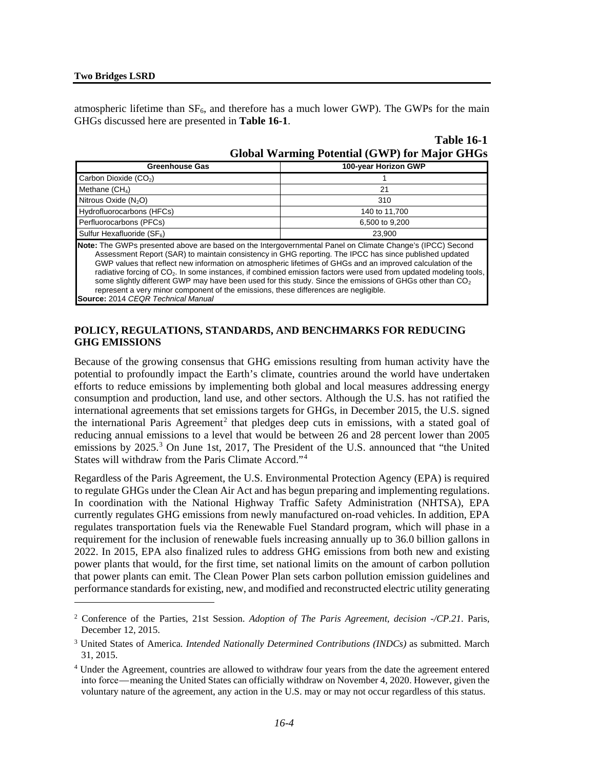atmospheric lifetime than $SF_6$, and therefore has a much lower GWP). The GWPs for the main GHGs discussed here are presented in **Table 16-1**.

**Table 16-1**
**Global Warming Potential (GWP) for Major GHGs**

| Greenhouse Gas | 100-year Horizon GWP |
|---|---|
| Carbon Dioxide ($CO_2$) | 1 |
| Methane ($CH_4$) | 21 |
| Nitrous Oxide ($N_2O$) | 310 |
| Hydrofluorocarbons (HFCs) | 140 to 11,700 |
| Perfluorocarbons (PFCs) | 6,500 to 9,200 |
| Sulfur Hexafluoride ($SF_6$) | 23,900 |

**Note:** The GWPs presented above are based on the Intergovernmental Panel on Climate Change's (IPCC) Second Assessment Report (SAR) to maintain consistency in GHG reporting. The IPCC has since published updated GWP values that reflect new information on atmospheric lifetimes of GHGs and an improved calculation of the radiative forcing of $CO_2$. In some instances, if combined emission factors were used from updated modeling tools, some slightly different GWP may have been used for this study. Since the emissions of GHGs other than $CO_2$ represent a very minor component of the emissions, these differences are negligible.
**Source:** 2014 *CEQR Technical Manual*

## POLICY, REGULATIONS, STANDARDS, AND BENCHMARKS FOR REDUCING GHG EMISSIONS

Because of the growing consensus that GHG emissions resulting from human activity have the potential to profoundly impact the Earth's climate, countries around the world have undertaken efforts to reduce emissions by implementing both global and local measures addressing energy consumption and production, land use, and other sectors. Although the U.S. has not ratified the international agreements that set emissions targets for GHGs, in December 2015, the U.S. signed the international Paris Agreement[2] that pledges deep cuts in emissions, with a stated goal of reducing annual emissions to a level that would be between 26 and 28 percent lower than 2005 emissions by 2025.[3] On June 1st, 2017, The President of the U.S. announced that "the United States will withdraw from the Paris Climate Accord."[4]

Regardless of the Paris Agreement, the U.S. Environmental Protection Agency (EPA) is required to regulate GHGs under the Clean Air Act and has begun preparing and implementing regulations. In coordination with the National Highway Traffic Safety Administration (NHTSA), EPA currently regulates GHG emissions from newly manufactured on-road vehicles. In addition, EPA regulates transportation fuels via the Renewable Fuel Standard program, which will phase in a requirement for the inclusion of renewable fuels increasing annually up to 36.0 billion gallons in 2022. In 2015, EPA also finalized rules to address GHG emissions from both new and existing power plants that would, for the first time, set national limits on the amount of carbon pollution that power plants can emit. The Clean Power Plan sets carbon pollution emission guidelines and performance standards for existing, new, and modified and reconstructed electric utility generating

---

[2] Conference of the Parties, 21st Session. *Adoption of The Paris Agreement, decision -/CP.21*. Paris, December 12, 2015.

[3] United States of America. *Intended Nationally Determined Contributions (INDCs)* as submitted. March 31, 2015.

[4] Under the Agreement, countries are allowed to withdraw four years from the date the agreement entered into force—meaning the United States can officially withdraw on November 4, 2020. However, given the voluntary nature of the agreement, any action in the U.S. may or may not occur regardless of this status.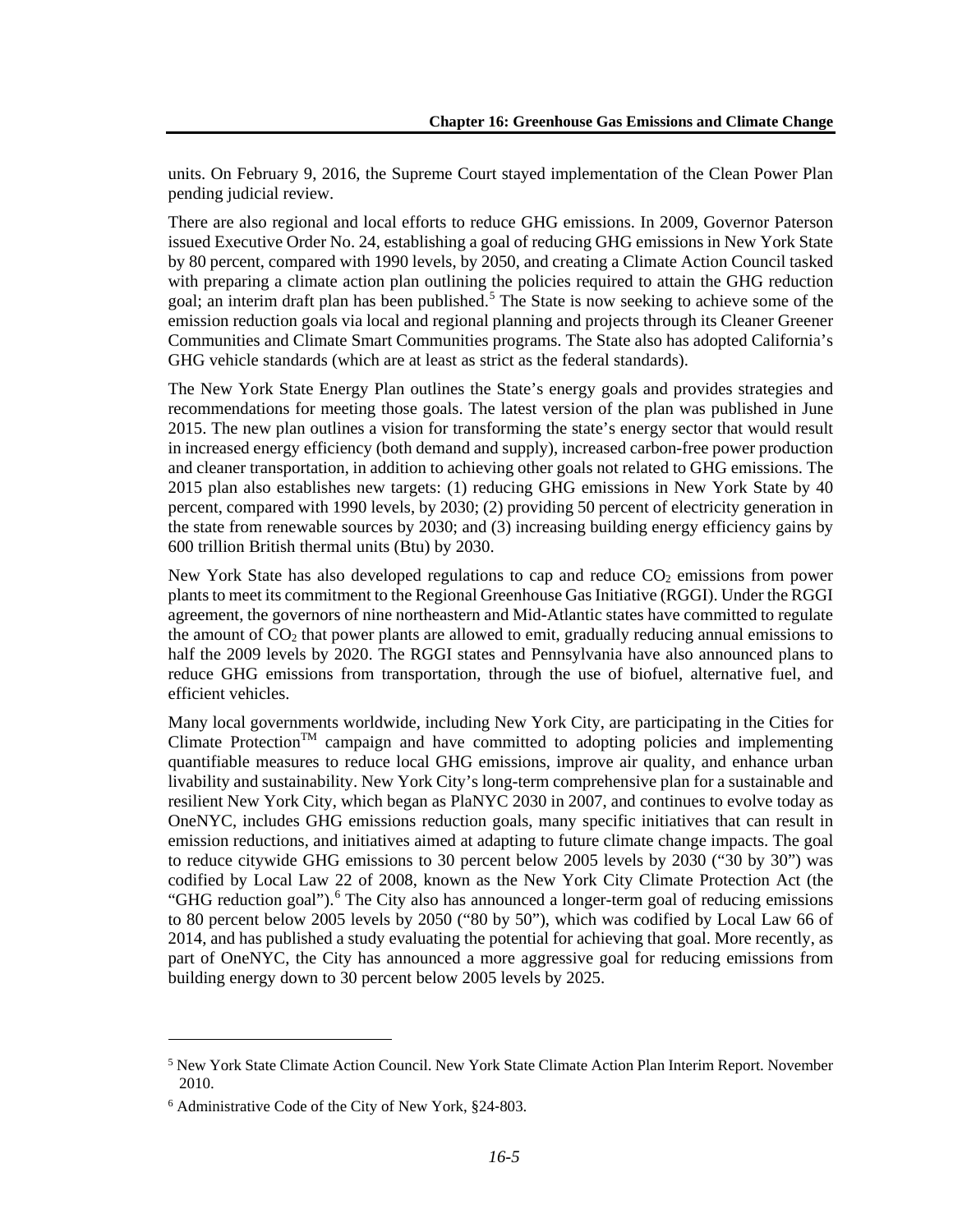units. On February 9, 2016, the Supreme Court stayed implementation of the Clean Power Plan pending judicial review.

There are also regional and local efforts to reduce GHG emissions. In 2009, Governor Paterson issued Executive Order No. 24, establishing a goal of reducing GHG emissions in New York State by 80 percent, compared with 1990 levels, by 2050, and creating a Climate Action Council tasked with preparing a climate action plan outlining the policies required to attain the GHG reduction goal; an interim draft plan has been published.[5] The State is now seeking to achieve some of the emission reduction goals via local and regional planning and projects through its Cleaner Greener Communities and Climate Smart Communities programs. The State also has adopted California's GHG vehicle standards (which are at least as strict as the federal standards).

The New York State Energy Plan outlines the State's energy goals and provides strategies and recommendations for meeting those goals. The latest version of the plan was published in June 2015. The new plan outlines a vision for transforming the state's energy sector that would result in increased energy efficiency (both demand and supply), increased carbon-free power production and cleaner transportation, in addition to achieving other goals not related to GHG emissions. The 2015 plan also establishes new targets: (1) reducing GHG emissions in New York State by 40 percent, compared with 1990 levels, by 2030; (2) providing 50 percent of electricity generation in the state from renewable sources by 2030; and (3) increasing building energy efficiency gains by 600 trillion British thermal units (Btu) by 2030.

New York State has also developed regulations to cap and reduce $CO_2$ emissions from power plants to meet its commitment to the Regional Greenhouse Gas Initiative (RGGI). Under the RGGI agreement, the governors of nine northeastern and Mid-Atlantic states have committed to regulate the amount of $CO_2$ that power plants are allowed to emit, gradually reducing annual emissions to half the 2009 levels by 2020. The RGGI states and Pennsylvania have also announced plans to reduce GHG emissions from transportation, through the use of biofuel, alternative fuel, and efficient vehicles.

Many local governments worldwide, including New York City, are participating in the Cities for Climate Protection™ campaign and have committed to adopting policies and implementing quantifiable measures to reduce local GHG emissions, improve air quality, and enhance urban livability and sustainability. New York City's long-term comprehensive plan for a sustainable and resilient New York City, which began as PlaNYC 2030 in 2007, and continues to evolve today as OneNYC, includes GHG emissions reduction goals, many specific initiatives that can result in emission reductions, and initiatives aimed at adapting to future climate change impacts. The goal to reduce citywide GHG emissions to 30 percent below 2005 levels by 2030 ("30 by 30") was codified by Local Law 22 of 2008, known as the New York City Climate Protection Act (the "GHG reduction goal").[6] The City also has announced a longer-term goal of reducing emissions to 80 percent below 2005 levels by 2050 ("80 by 50"), which was codified by Local Law 66 of 2014, and has published a study evaluating the potential for achieving that goal. More recently, as part of OneNYC, the City has announced a more aggressive goal for reducing emissions from building energy down to 30 percent below 2005 levels by 2025.

---

[5] New York State Climate Action Council. New York State Climate Action Plan Interim Report. November 2010.

[6] Administrative Code of the City of New York, §24-803.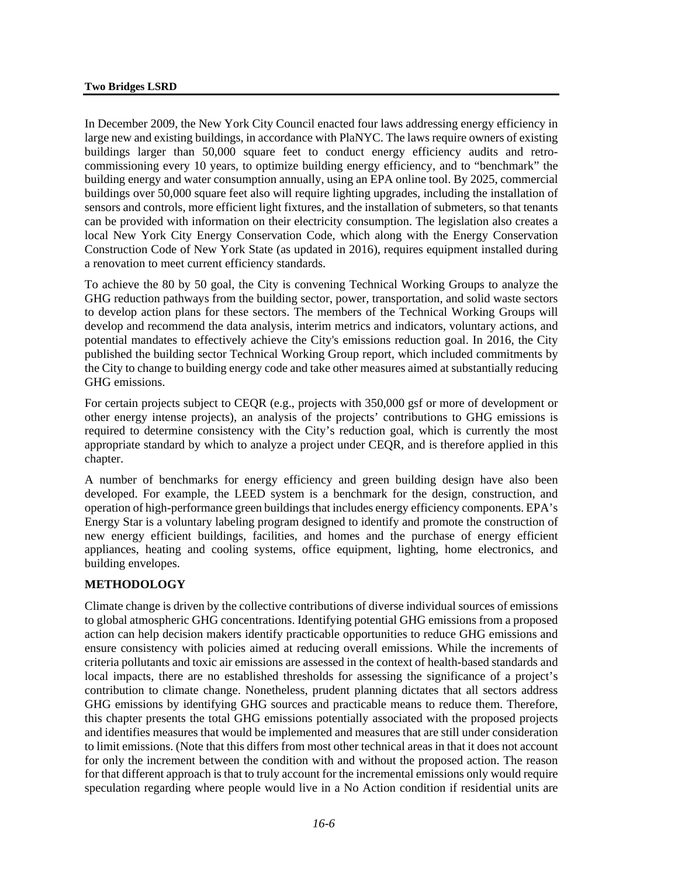In December 2009, the New York City Council enacted four laws addressing energy efficiency in large new and existing buildings, in accordance with PlaNYC. The laws require owners of existing buildings larger than 50,000 square feet to conduct energy efficiency audits and retro-commissioning every 10 years, to optimize building energy efficiency, and to "benchmark" the building energy and water consumption annually, using an EPA online tool. By 2025, commercial buildings over 50,000 square feet also will require lighting upgrades, including the installation of sensors and controls, more efficient light fixtures, and the installation of submeters, so that tenants can be provided with information on their electricity consumption. The legislation also creates a local New York City Energy Conservation Code, which along with the Energy Conservation Construction Code of New York State (as updated in 2016), requires equipment installed during a renovation to meet current efficiency standards.

To achieve the 80 by 50 goal, the City is convening Technical Working Groups to analyze the GHG reduction pathways from the building sector, power, transportation, and solid waste sectors to develop action plans for these sectors. The members of the Technical Working Groups will develop and recommend the data analysis, interim metrics and indicators, voluntary actions, and potential mandates to effectively achieve the City's emissions reduction goal. In 2016, the City published the building sector Technical Working Group report, which included commitments by the City to change to building energy code and take other measures aimed at substantially reducing GHG emissions.

For certain projects subject to CEQR (e.g., projects with 350,000 gsf or more of development or other energy intense projects), an analysis of the projects' contributions to GHG emissions is required to determine consistency with the City's reduction goal, which is currently the most appropriate standard by which to analyze a project under CEQR, and is therefore applied in this chapter.

A number of benchmarks for energy efficiency and green building design have also been developed. For example, the LEED system is a benchmark for the design, construction, and operation of high-performance green buildings that includes energy efficiency components. EPA's Energy Star is a voluntary labeling program designed to identify and promote the construction of new energy efficient buildings, facilities, and homes and the purchase of energy efficient appliances, heating and cooling systems, office equipment, lighting, home electronics, and building envelopes.

## METHODOLOGY

Climate change is driven by the collective contributions of diverse individual sources of emissions to global atmospheric GHG concentrations. Identifying potential GHG emissions from a proposed action can help decision makers identify practicable opportunities to reduce GHG emissions and ensure consistency with policies aimed at reducing overall emissions. While the increments of criteria pollutants and toxic air emissions are assessed in the context of health-based standards and local impacts, there are no established thresholds for assessing the significance of a project's contribution to climate change. Nonetheless, prudent planning dictates that all sectors address GHG emissions by identifying GHG sources and practicable means to reduce them. Therefore, this chapter presents the total GHG emissions potentially associated with the proposed projects and identifies measures that would be implemented and measures that are still under consideration to limit emissions. (Note that this differs from most other technical areas in that it does not account for only the increment between the condition with and without the proposed action. The reason for that different approach is that to truly account for the incremental emissions only would require speculation regarding where people would live in a No Action condition if residential units are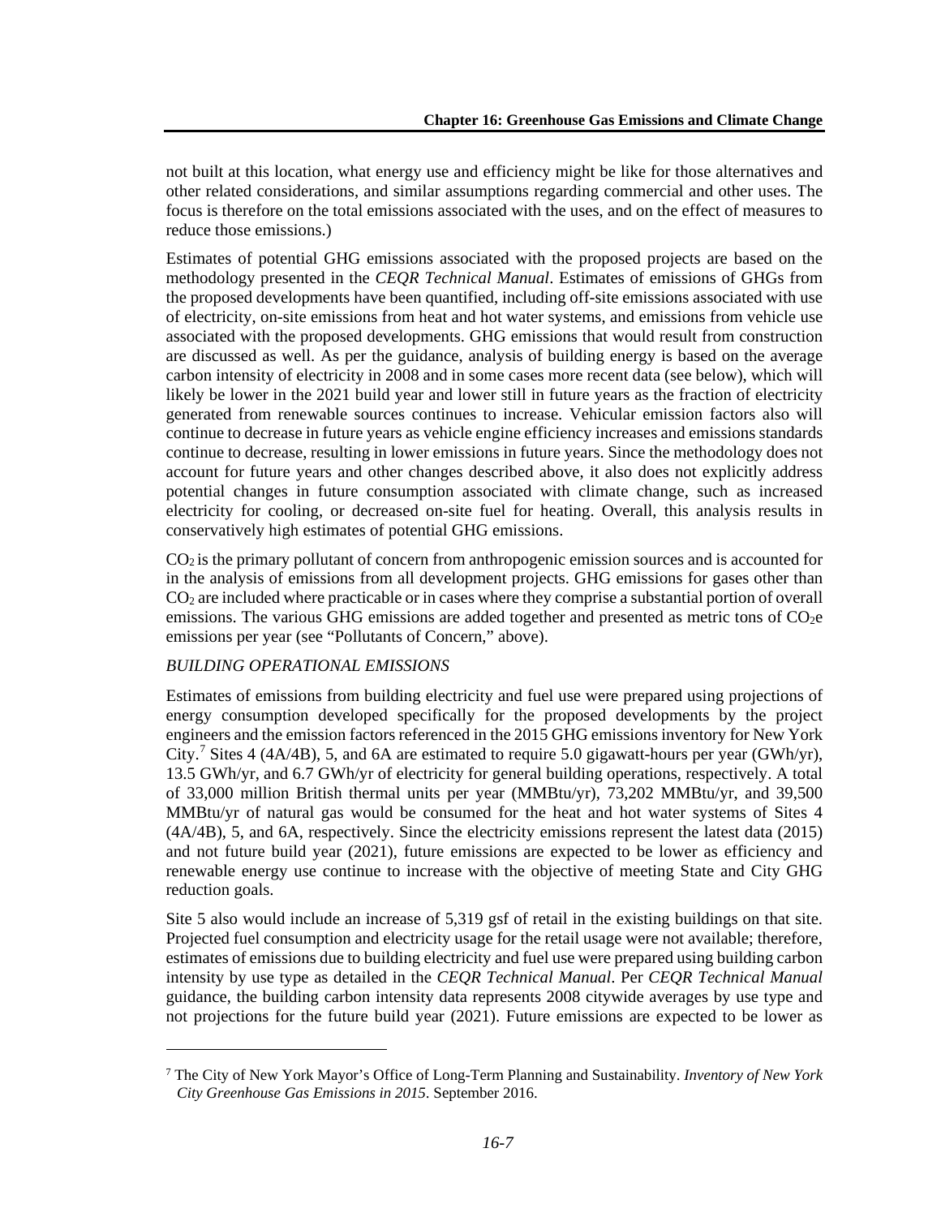not built at this location, what energy use and efficiency might be like for those alternatives and other related considerations, and similar assumptions regarding commercial and other uses. The focus is therefore on the total emissions associated with the uses, and on the effect of measures to reduce those emissions.)

Estimates of potential GHG emissions associated with the proposed projects are based on the methodology presented in the *CEQR Technical Manual*. Estimates of emissions of GHGs from the proposed developments have been quantified, including off-site emissions associated with use of electricity, on-site emissions from heat and hot water systems, and emissions from vehicle use associated with the proposed developments. GHG emissions that would result from construction are discussed as well. As per the guidance, analysis of building energy is based on the average carbon intensity of electricity in 2008 and in some cases more recent data (see below), which will likely be lower in the 2021 build year and lower still in future years as the fraction of electricity generated from renewable sources continues to increase. Vehicular emission factors also will continue to decrease in future years as vehicle engine efficiency increases and emissions standards continue to decrease, resulting in lower emissions in future years. Since the methodology does not account for future years and other changes described above, it also does not explicitly address potential changes in future consumption associated with climate change, such as increased electricity for cooling, or decreased on-site fuel for heating. Overall, this analysis results in conservatively high estimates of potential GHG emissions.

$CO_2$ is the primary pollutant of concern from anthropogenic emission sources and is accounted for in the analysis of emissions from all development projects. GHG emissions for gases other than $CO_2$ are included where practicable or in cases where they comprise a substantial portion of overall emissions. The various GHG emissions are added together and presented as metric tons of $CO_2e$ emissions per year (see "Pollutants of Concern," above).

*BUILDING OPERATIONAL EMISSIONS*

Estimates of emissions from building electricity and fuel use were prepared using projections of energy consumption developed specifically for the proposed developments by the project engineers and the emission factors referenced in the 2015 GHG emissions inventory for New York City.[7] Sites 4 (4A/4B), 5, and 6A are estimated to require 5.0 gigawatt-hours per year (GWh/yr), 13.5 GWh/yr, and 6.7 GWh/yr of electricity for general building operations, respectively. A total of 33,000 million British thermal units per year (MMBtu/yr), 73,202 MMBtu/yr, and 39,500 MMBtu/yr of natural gas would be consumed for the heat and hot water systems of Sites 4 (4A/4B), 5, and 6A, respectively. Since the electricity emissions represent the latest data (2015) and not future build year (2021), future emissions are expected to be lower as efficiency and renewable energy use continue to increase with the objective of meeting State and City GHG reduction goals.

Site 5 also would include an increase of 5,319 gsf of retail in the existing buildings on that site. Projected fuel consumption and electricity usage for the retail usage were not available; therefore, estimates of emissions due to building electricity and fuel use were prepared using building carbon intensity by use type as detailed in the *CEQR Technical Manual*. Per *CEQR Technical Manual* guidance, the building carbon intensity data represents 2008 citywide averages by use type and not projections for the future build year (2021). Future emissions are expected to be lower as

[7] The City of New York Mayor's Office of Long-Term Planning and Sustainability. *Inventory of New York City Greenhouse Gas Emissions in 2015*. September 2016.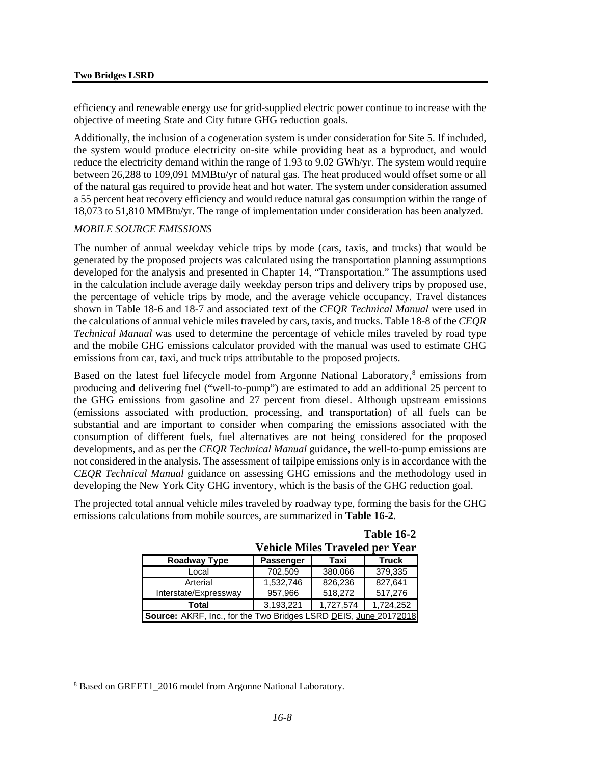efficiency and renewable energy use for grid-supplied electric power continue to increase with the objective of meeting State and City future GHG reduction goals.

Additionally, the inclusion of a cogeneration system is under consideration for Site 5. If included, the system would produce electricity on-site while providing heat as a byproduct, and would reduce the electricity demand within the range of 1.93 to 9.02 GWh/yr. The system would require between 26,288 to 109,091 MMBtu/yr of natural gas. The heat produced would offset some or all of the natural gas required to provide heat and hot water. The system under consideration assumed a 55 percent heat recovery efficiency and would reduce natural gas consumption within the range of 18,073 to 51,810 MMBtu/yr. The range of implementation under consideration has been analyzed.

### *MOBILE SOURCE EMISSIONS*

The number of annual weekday vehicle trips by mode (cars, taxis, and trucks) that would be generated by the proposed projects was calculated using the transportation planning assumptions developed for the analysis and presented in Chapter 14, "Transportation." The assumptions used in the calculation include average daily weekday person trips and delivery trips by proposed use, the percentage of vehicle trips by mode, and the average vehicle occupancy. Travel distances shown in Table 18-6 and 18-7 and associated text of the *CEQR Technical Manual* were used in the calculations of annual vehicle miles traveled by cars, taxis, and trucks. Table 18-8 of the *CEQR Technical Manual* was used to determine the percentage of vehicle miles traveled by road type and the mobile GHG emissions calculator provided with the manual was used to estimate GHG emissions from car, taxi, and truck trips attributable to the proposed projects.

Based on the latest fuel lifecycle model from Argonne National Laboratory,[8] emissions from producing and delivering fuel ("well-to-pump") are estimated to add an additional 25 percent to the GHG emissions from gasoline and 27 percent from diesel. Although upstream emissions (emissions associated with production, processing, and transportation) of all fuels can be substantial and are important to consider when comparing the emissions associated with the consumption of different fuels, fuel alternatives are not being considered for the proposed developments, and as per the *CEQR Technical Manual* guidance, the well-to-pump emissions are not considered in the analysis. The assessment of tailpipe emissions only is in accordance with the *CEQR Technical Manual* guidance on assessing GHG emissions and the methodology used in developing the New York City GHG inventory, which is the basis of the GHG reduction goal.

The projected total annual vehicle miles traveled by roadway type, forming the basis for the GHG emissions calculations from mobile sources, are summarized in **Table 16-2**.

**Table 16-2**
**Vehicle Miles Traveled per Year**

| Roadway Type | Passenger | Taxi | Truck |
|---|---|---|---|
| Local | 702,509 | 380.066 | 379,335 |
| Arterial | 1,532,746 | 826,236 | 827,641 |
| Interstate/Expressway | 957,966 | 518,272 | 517,276 |
| **Total** | 3,193,221 | 1,727,574 | 1,724,252 |

**Source:** AKRF, Inc., for the Two Bridges LSRD DEIS, June ~~2017~~2018

[8] Based on GREET1_2016 model from Argonne National Laboratory.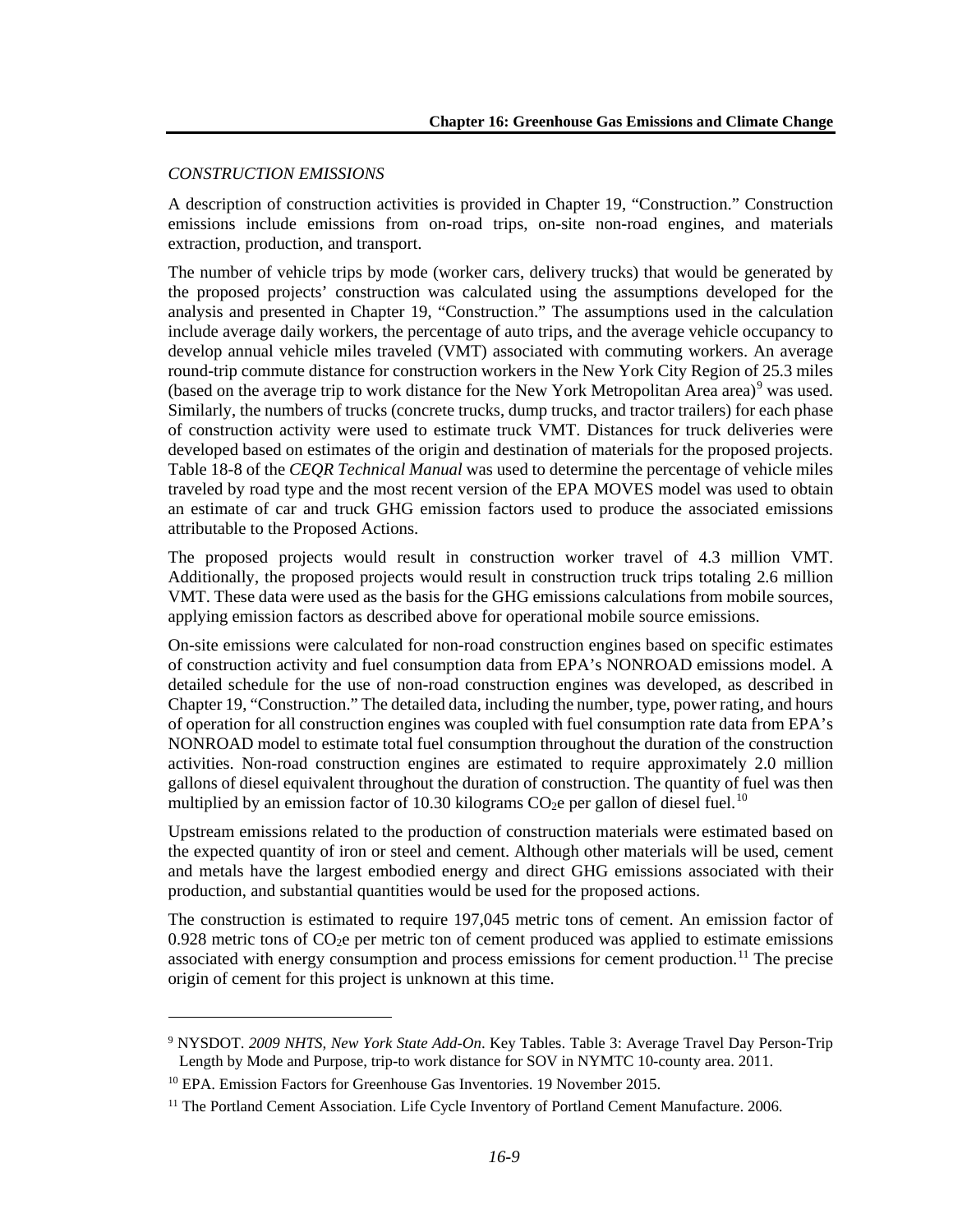*CONSTRUCTION EMISSIONS*

A description of construction activities is provided in Chapter 19, "Construction." Construction emissions include emissions from on-road trips, on-site non-road engines, and materials extraction, production, and transport.

The number of vehicle trips by mode (worker cars, delivery trucks) that would be generated by the proposed projects' construction was calculated using the assumptions developed for the analysis and presented in Chapter 19, "Construction." The assumptions used in the calculation include average daily workers, the percentage of auto trips, and the average vehicle occupancy to develop annual vehicle miles traveled (VMT) associated with commuting workers. An average round-trip commute distance for construction workers in the New York City Region of 25.3 miles (based on the average trip to work distance for the New York Metropolitan Area area)[9] was used. Similarly, the numbers of trucks (concrete trucks, dump trucks, and tractor trailers) for each phase of construction activity were used to estimate truck VMT. Distances for truck deliveries were developed based on estimates of the origin and destination of materials for the proposed projects. Table 18-8 of the *CEQR Technical Manual* was used to determine the percentage of vehicle miles traveled by road type and the most recent version of the EPA MOVES model was used to obtain an estimate of car and truck GHG emission factors used to produce the associated emissions attributable to the Proposed Actions.

The proposed projects would result in construction worker travel of 4.3 million VMT. Additionally, the proposed projects would result in construction truck trips totaling 2.6 million VMT. These data were used as the basis for the GHG emissions calculations from mobile sources, applying emission factors as described above for operational mobile source emissions.

On-site emissions were calculated for non-road construction engines based on specific estimates of construction activity and fuel consumption data from EPA's NONROAD emissions model. A detailed schedule for the use of non-road construction engines was developed, as described in Chapter 19, "Construction." The detailed data, including the number, type, power rating, and hours of operation for all construction engines was coupled with fuel consumption rate data from EPA's NONROAD model to estimate total fuel consumption throughout the duration of the construction activities. Non-road construction engines are estimated to require approximately 2.0 million gallons of diesel equivalent throughout the duration of construction. The quantity of fuel was then multiplied by an emission factor of 10.30 kilograms $CO_2e$ per gallon of diesel fuel.[10]

Upstream emissions related to the production of construction materials were estimated based on the expected quantity of iron or steel and cement. Although other materials will be used, cement and metals have the largest embodied energy and direct GHG emissions associated with their production, and substantial quantities would be used for the proposed actions.

The construction is estimated to require 197,045 metric tons of cement. An emission factor of 0.928 metric tons of $CO_2e$ per metric ton of cement produced was applied to estimate emissions associated with energy consumption and process emissions for cement production.[11] The precise origin of cement for this project is unknown at this time.

---

[9] NYSDOT. *2009 NHTS, New York State Add-On*. Key Tables. Table 3: Average Travel Day Person-Trip Length by Mode and Purpose, trip-to work distance for SOV in NYMTC 10-county area. 2011.

[10] EPA. Emission Factors for Greenhouse Gas Inventories. 19 November 2015.

[11] The Portland Cement Association. Life Cycle Inventory of Portland Cement Manufacture. 2006.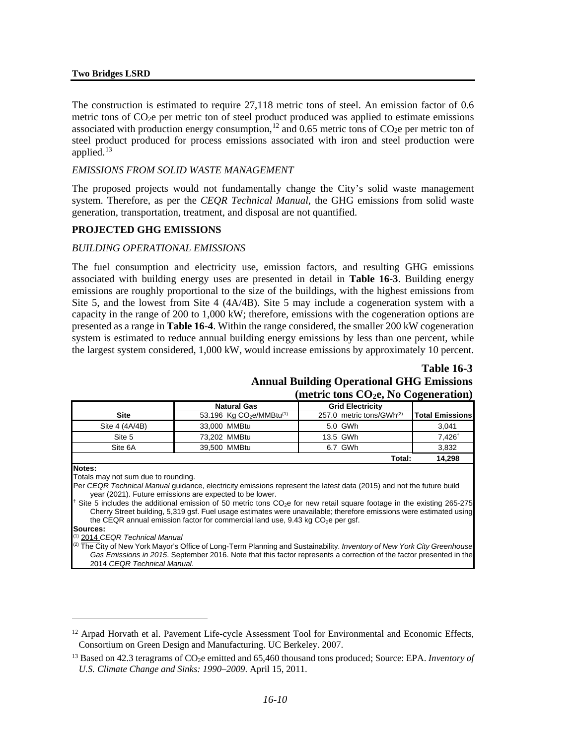The construction is estimated to require 27,118 metric tons of steel. An emission factor of 0.6 metric tons of $CO_2e$ per metric ton of steel product produced was applied to estimate emissions associated with production energy consumption,[12] and 0.65 metric tons of $CO_2e$ per metric ton of steel product produced for process emissions associated with iron and steel production were applied.[13]

*EMISSIONS FROM SOLID WASTE MANAGEMENT*

The proposed projects would not fundamentally change the City's solid waste management system. Therefore, as per the *CEQR Technical Manual*, the GHG emissions from solid waste generation, transportation, treatment, and disposal are not quantified.

**PROJECTED GHG EMISSIONS**

*BUILDING OPERATIONAL EMISSIONS*

The fuel consumption and electricity use, emission factors, and resulting GHG emissions associated with building energy uses are presented in detail in **Table 16-3**. Building energy emissions are roughly proportional to the size of the buildings, with the highest emissions from Site 5, and the lowest from Site 4 (4A/4B). Site 5 may include a cogeneration system with a capacity in the range of 200 to 1,000 kW; therefore, emissions with the cogeneration options are presented as a range in **Table 16-4**. Within the range considered, the smaller 200 kW cogeneration system is estimated to reduce annual building energy emissions by less than one percent, while the largest system considered, 1,000 kW, would increase emissions by approximately 10 percent.

**Table 16-3**
**Annual Building Operational GHG Emissions**
**(metric tons $CO_2e$, No Cogeneration)**

| Site | Natural Gas<br>53.196 Kg $CO_2e$/MMBtu[(1)] | Grid Electricity<br>257.0 metric tons/GWh[(2)] | Total Emissions |
|---|---|---|---|
| Site 4 (4A/4B) | 33,000 MMBtu | 5.0 GWh | 3,041 |
| Site 5 | 73,202 MMBtu | 13.5 GWh | 7,426[†] |
| Site 6A | 39,500 MMBtu | 6.7 GWh | 3,832 |
| | | **Total:** | **14,298** |

**Notes:**
Totals may not sum due to rounding.
Per *CEQR Technical Manual* guidance, electricity emissions represent the latest data (2015) and not the future build year (2021). Future emissions are expected to be lower.
[†] Site 5 includes the additional emission of 50 metric tons $CO_2e$ for new retail square footage in the existing 265-275 Cherry Street building, 5,319 gsf. Fuel usage estimates were unavailable; therefore emissions were estimated using the CEQR annual emission factor for commercial land use, 9.43 kg $CO_2e$ per gsf.
**Sources:**
[(1)] 2014 *CEQR Technical Manual*
[(2)] The City of New York Mayor's Office of Long-Term Planning and Sustainability. *Inventory of New York City Greenhouse Gas Emissions in 2015*. September 2016. Note that this factor represents a correction of the factor presented in the 2014 *CEQR Technical Manual*.

---

[12] Arpad Horvath et al. Pavement Life-cycle Assessment Tool for Environmental and Economic Effects, Consortium on Green Design and Manufacturing. UC Berkeley. 2007.

[13] Based on 42.3 teragrams of $CO_2e$ emitted and 65,460 thousand tons produced; Source: EPA. *Inventory of U.S. Climate Change and Sinks: 1990–2009*. April 15, 2011.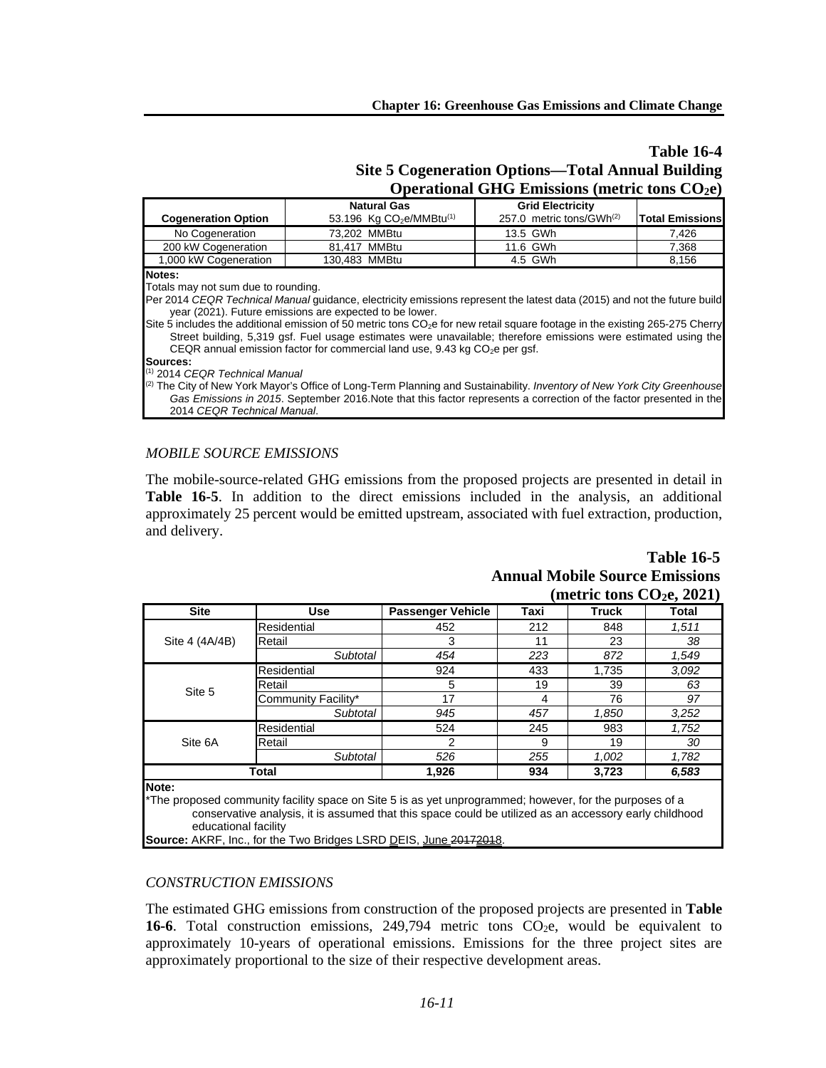**Table 16-4**
**Site 5 Cogeneration Options—Total Annual Building Operational GHG Emissions (metric tons $CO_2e$)**

| Cogeneration Option | Natural Gas 53.196 Kg $CO_2e$/MMBtu[1] | Grid Electricity 257.0 metric tons/GWh[2] | Total Emissions |
|---|---|---|---|
| No Cogeneration | 73,202 MMBtu | 13.5 GWh | 7,426 |
| 200 kW Cogeneration | 81,417 MMBtu | 11.6 GWh | 7,368 |
| 1,000 kW Cogeneration | 130,483 MMBtu | 4.5 GWh | 8,156 |

**Notes:**
Totals may not sum due to rounding.
Per 2014 *CEQR Technical Manual* guidance, electricity emissions represent the latest data (2015) and not the future build year (2021). Future emissions are expected to be lower.
Site 5 includes the additional emission of 50 metric tons $CO_2e$ for new retail square footage in the existing 265-275 Cherry Street building, 5,319 gsf. Fuel usage estimates were unavailable; therefore emissions were estimated using the CEQR annual emission factor for commercial land use, 9.43 kg $CO_2e$ per gsf.
**Sources:**
[1] 2014 *CEQR Technical Manual*
[2] The City of New York Mayor's Office of Long-Term Planning and Sustainability. *Inventory of New York City Greenhouse Gas Emissions in 2015*. September 2016.Note that this factor represents a correction of the factor presented in the 2014 *CEQR Technical Manual*.

### *MOBILE SOURCE EMISSIONS*

The mobile-source-related GHG emissions from the proposed projects are presented in detail in **Table 16-5**. In addition to the direct emissions included in the analysis, an additional approximately 25 percent would be emitted upstream, associated with fuel extraction, production, and delivery.

**Table 16-5**
**Annual Mobile Source Emissions (metric tons $CO_2e$, 2021)**

| Site | Use | Passenger Vehicle | Taxi | Truck | Total |
|---|---|---|---|---|---|
| Site 4 (4A/4B) | Residential | 452 | 212 | 848 | *1,511* |
| | Retail | 3 | 11 | 23 | *38* |
| | *Subtotal* | *454* | *223* | *872* | *1,549* |
| Site 5 | Residential | 924 | 433 | 1,735 | *3,092* |
| | Retail | 5 | 19 | 39 | *63* |
| | Community Facility* | 17 | 4 | 76 | *97* |
| | *Subtotal* | *945* | *457* | *1,850* | *3,252* |
| Site 6A | Residential | 524 | 245 | 983 | *1,752* |
| | Retail | 2 | 9 | 19 | *30* |
| | *Subtotal* | *526* | *255* | *1,002* | *1,782* |
| **Total** | | **1,926** | **934** | **3,723** | ***6,583*** |

**Note:**
*The proposed community facility space on Site 5 is as yet unprogrammed; however, for the purposes of a conservative analysis, it is assumed that this space could be utilized as an accessory early childhood educational facility
**Source:** AKRF, Inc., for the Two Bridges LSRD DEIS, June ~~2017~~2018.

### *CONSTRUCTION EMISSIONS*

The estimated GHG emissions from construction of the proposed projects are presented in **Table 16-6**. Total construction emissions, 249,794 metric tons $CO_2e$, would be equivalent to approximately 10-years of operational emissions. Emissions for the three project sites are approximately proportional to the size of their respective development areas.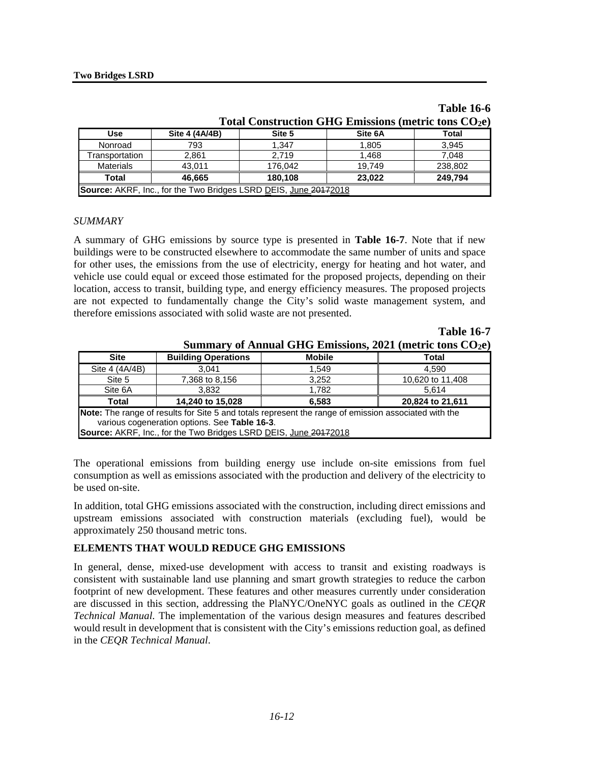**Table 16-6**
**Total Construction GHG Emissions (metric tons $CO_2e$)**

| Use | Site 4 (4A/4B) | Site 5 | Site 6A | Total |
|---|---|---|---|---|
| Nonroad | 793 | 1,347 | 1,805 | 3,945 |
| Transportation | 2,861 | 2,719 | 1,468 | 7,048 |
| Materials | 43,011 | 176,042 | 19,749 | 238,802 |
| **Total** | **46,665** | **180,108** | **23,022** | **249,794** |

**Source:** AKRF, Inc., for the Two Bridges LSRD DEIS, June ~~2017~~2018

*SUMMARY*

A summary of GHG emissions by source type is presented in **Table 16-7**. Note that if new buildings were to be constructed elsewhere to accommodate the same number of units and space for other uses, the emissions from the use of electricity, energy for heating and hot water, and vehicle use could equal or exceed those estimated for the proposed projects, depending on their location, access to transit, building type, and energy efficiency measures. The proposed projects are not expected to fundamentally change the City's solid waste management system, and therefore emissions associated with solid waste are not presented.

**Table 16-7**
**Summary of Annual GHG Emissions, 2021 (metric tons $CO_2e$)**

| Site | Building Operations | Mobile | Total |
|---|---|---|---|
| Site 4 (4A/4B) | 3,041 | 1,549 | 4,590 |
| Site 5 | 7,368 to 8,156 | 3,252 | 10,620 to 11,408 |
| Site 6A | 3,832 | 1,782 | 5,614 |
| **Total** | **14,240 to 15,028** | **6,583** | **20,824 to 21,611** |

**Note:** The range of results for Site 5 and totals represent the range of emission associated with the various cogeneration options. See **Table 16-3**.
**Source:** AKRF, Inc., for the Two Bridges LSRD DEIS, June ~~2017~~2018

The operational emissions from building energy use include on-site emissions from fuel consumption as well as emissions associated with the production and delivery of the electricity to be used on-site.

In addition, total GHG emissions associated with the construction, including direct emissions and upstream emissions associated with construction materials (excluding fuel), would be approximately 250 thousand metric tons.

## ELEMENTS THAT WOULD REDUCE GHG EMISSIONS

In general, dense, mixed-use development with access to transit and existing roadways is consistent with sustainable land use planning and smart growth strategies to reduce the carbon footprint of new development. These features and other measures currently under consideration are discussed in this section, addressing the PlaNYC/OneNYC goals as outlined in the *CEQR Technical Manual*. The implementation of the various design measures and features described would result in development that is consistent with the City's emissions reduction goal, as defined in the *CEQR Technical Manual*.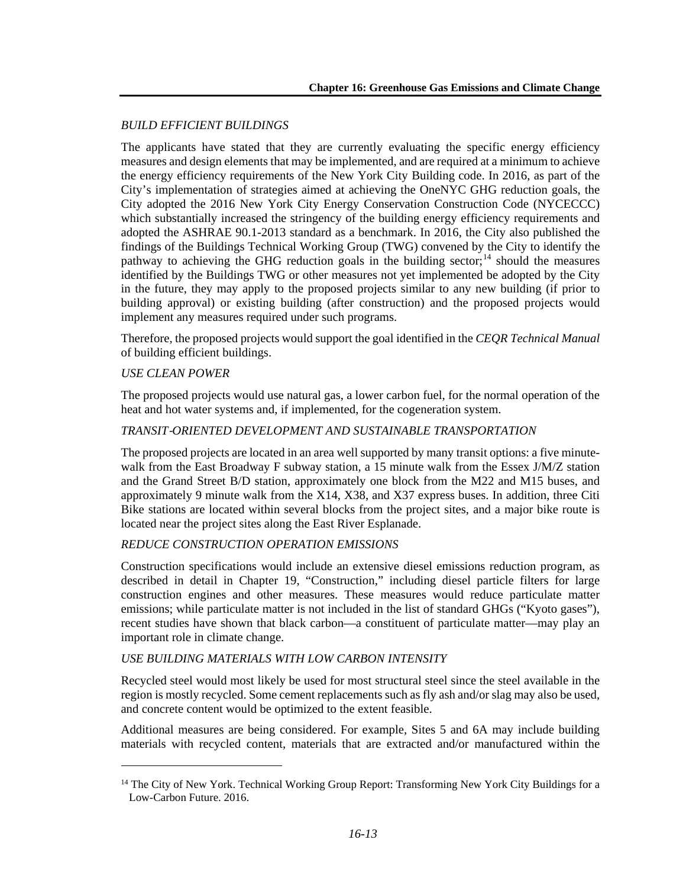*BUILD EFFICIENT BUILDINGS*

The applicants have stated that they are currently evaluating the specific energy efficiency measures and design elements that may be implemented, and are required at a minimum to achieve the energy efficiency requirements of the New York City Building code. In 2016, as part of the City's implementation of strategies aimed at achieving the OneNYC GHG reduction goals, the City adopted the 2016 New York City Energy Conservation Construction Code (NYCECCC) which substantially increased the stringency of the building energy efficiency requirements and adopted the ASHRAE 90.1-2013 standard as a benchmark. In 2016, the City also published the findings of the Buildings Technical Working Group (TWG) convened by the City to identify the pathway to achieving the GHG reduction goals in the building sector;[14] should the measures identified by the Buildings TWG or other measures not yet implemented be adopted by the City in the future, they may apply to the proposed projects similar to any new building (if prior to building approval) or existing building (after construction) and the proposed projects would implement any measures required under such programs.

Therefore, the proposed projects would support the goal identified in the *CEQR Technical Manual* of building efficient buildings.

*USE CLEAN POWER*

The proposed projects would use natural gas, a lower carbon fuel, for the normal operation of the heat and hot water systems and, if implemented, for the cogeneration system.

*TRANSIT-ORIENTED DEVELOPMENT AND SUSTAINABLE TRANSPORTATION*

The proposed projects are located in an area well supported by many transit options: a five minute-walk from the East Broadway F subway station, a 15 minute walk from the Essex J/M/Z station and the Grand Street B/D station, approximately one block from the M22 and M15 buses, and approximately 9 minute walk from the X14, X38, and X37 express buses. In addition, three Citi Bike stations are located within several blocks from the project sites, and a major bike route is located near the project sites along the East River Esplanade.

*REDUCE CONSTRUCTION OPERATION EMISSIONS*

Construction specifications would include an extensive diesel emissions reduction program, as described in detail in Chapter 19, "Construction," including diesel particle filters for large construction engines and other measures. These measures would reduce particulate matter emissions; while particulate matter is not included in the list of standard GHGs ("Kyoto gases"), recent studies have shown that black carbon—a constituent of particulate matter—may play an important role in climate change.

*USE BUILDING MATERIALS WITH LOW CARBON INTENSITY*

Recycled steel would most likely be used for most structural steel since the steel available in the region is mostly recycled. Some cement replacements such as fly ash and/or slag may also be used, and concrete content would be optimized to the extent feasible.

Additional measures are being considered. For example, Sites 5 and 6A may include building materials with recycled content, materials that are extracted and/or manufactured within the

[14] The City of New York. Technical Working Group Report: Transforming New York City Buildings for a Low-Carbon Future. 2016.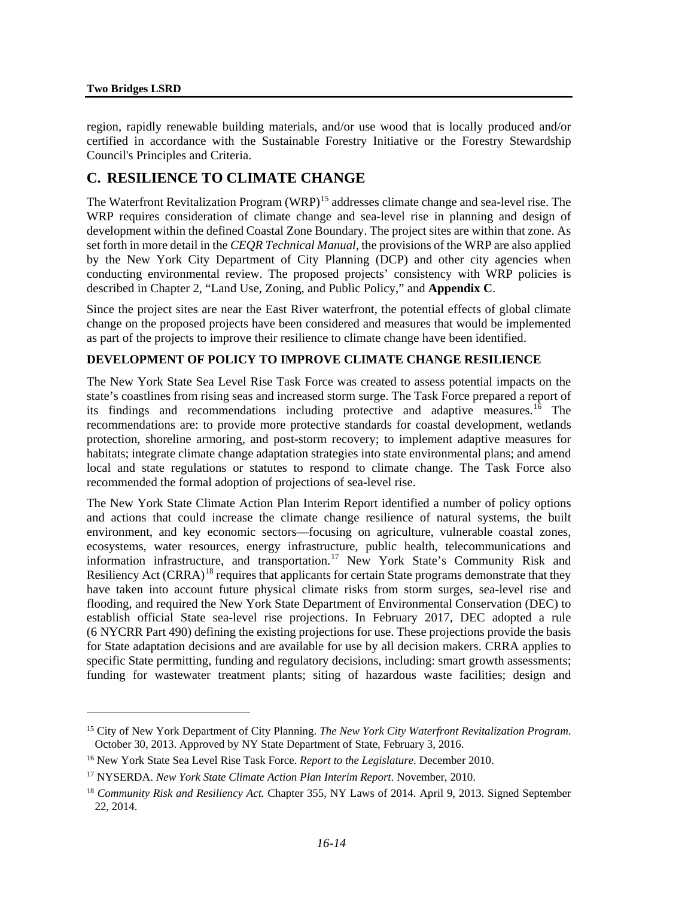region, rapidly renewable building materials, and/or use wood that is locally produced and/or certified in accordance with the Sustainable Forestry Initiative or the Forestry Stewardship Council's Principles and Criteria.

## C. RESILIENCE TO CLIMATE CHANGE

The Waterfront Revitalization Program (WRP)[15] addresses climate change and sea-level rise. The WRP requires consideration of climate change and sea-level rise in planning and design of development within the defined Coastal Zone Boundary. The project sites are within that zone. As set forth in more detail in the *CEQR Technical Manual*, the provisions of the WRP are also applied by the New York City Department of City Planning (DCP) and other city agencies when conducting environmental review. The proposed projects' consistency with WRP policies is described in Chapter 2, "Land Use, Zoning, and Public Policy," and **Appendix C**.

Since the project sites are near the East River waterfront, the potential effects of global climate change on the proposed projects have been considered and measures that would be implemented as part of the projects to improve their resilience to climate change have been identified.

### DEVELOPMENT OF POLICY TO IMPROVE CLIMATE CHANGE RESILIENCE

The New York State Sea Level Rise Task Force was created to assess potential impacts on the state's coastlines from rising seas and increased storm surge. The Task Force prepared a report of its findings and recommendations including protective and adaptive measures.[16] The recommendations are: to provide more protective standards for coastal development, wetlands protection, shoreline armoring, and post-storm recovery; to implement adaptive measures for habitats; integrate climate change adaptation strategies into state environmental plans; and amend local and state regulations or statutes to respond to climate change. The Task Force also recommended the formal adoption of projections of sea-level rise.

The New York State Climate Action Plan Interim Report identified a number of policy options and actions that could increase the climate change resilience of natural systems, the built environment, and key economic sectors—focusing on agriculture, vulnerable coastal zones, ecosystems, water resources, energy infrastructure, public health, telecommunications and information infrastructure, and transportation.[17] New York State's Community Risk and Resiliency Act (CRRA)[18] requires that applicants for certain State programs demonstrate that they have taken into account future physical climate risks from storm surges, sea-level rise and flooding, and required the New York State Department of Environmental Conservation (DEC) to establish official State sea-level rise projections. In February 2017, DEC adopted a rule (6 NYCRR Part 490) defining the existing projections for use. These projections provide the basis for State adaptation decisions and are available for use by all decision makers. CRRA applies to specific State permitting, funding and regulatory decisions, including: smart growth assessments; funding for wastewater treatment plants; siting of hazardous waste facilities; design and

---

[15] City of New York Department of City Planning. *The New York City Waterfront Revitalization Program*. October 30, 2013. Approved by NY State Department of State, February 3, 2016.

[16] New York State Sea Level Rise Task Force. *Report to the Legislature*. December 2010.

[17] NYSERDA. *New York State Climate Action Plan Interim Report*. November, 2010.

[18] *Community Risk and Resiliency Act.* Chapter 355, NY Laws of 2014. April 9, 2013. Signed September 22, 2014.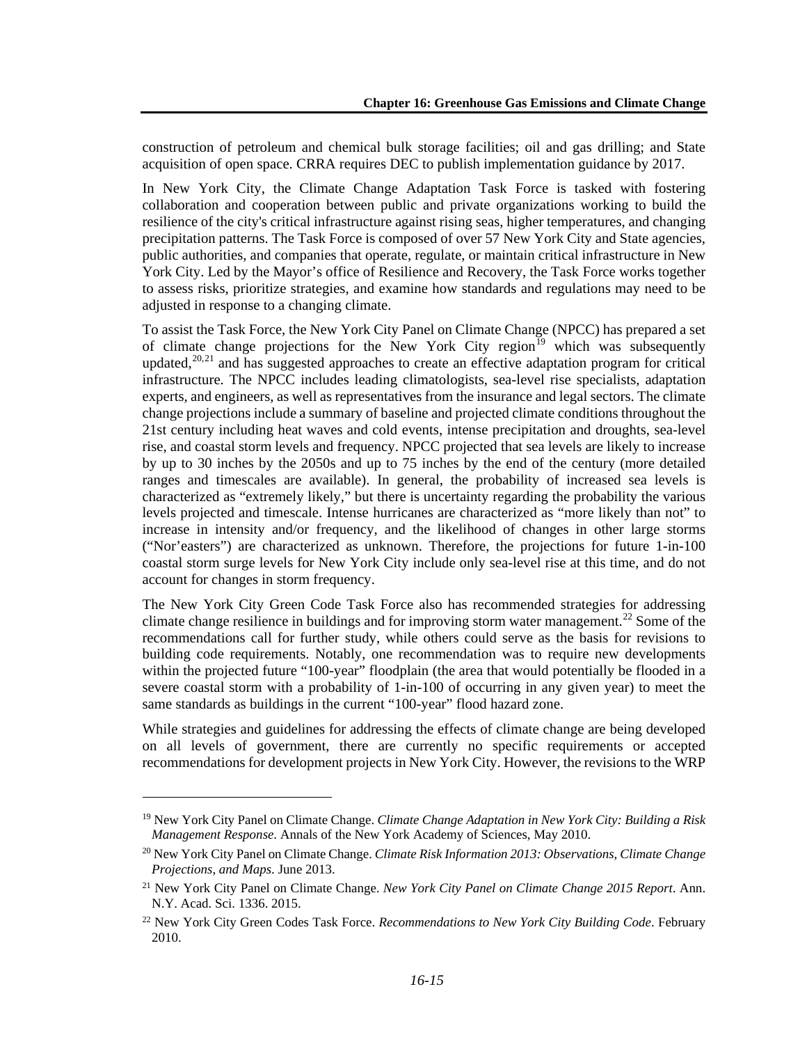construction of petroleum and chemical bulk storage facilities; oil and gas drilling; and State acquisition of open space. CRRA requires DEC to publish implementation guidance by 2017.

In New York City, the Climate Change Adaptation Task Force is tasked with fostering collaboration and cooperation between public and private organizations working to build the resilience of the city's critical infrastructure against rising seas, higher temperatures, and changing precipitation patterns. The Task Force is composed of over 57 New York City and State agencies, public authorities, and companies that operate, regulate, or maintain critical infrastructure in New York City. Led by the Mayor's office of Resilience and Recovery, the Task Force works together to assess risks, prioritize strategies, and examine how standards and regulations may need to be adjusted in response to a changing climate.

To assist the Task Force, the New York City Panel on Climate Change (NPCC) has prepared a set of climate change projections for the New York City region[19] which was subsequently updated,[20,21] and has suggested approaches to create an effective adaptation program for critical infrastructure. The NPCC includes leading climatologists, sea-level rise specialists, adaptation experts, and engineers, as well as representatives from the insurance and legal sectors. The climate change projections include a summary of baseline and projected climate conditions throughout the 21st century including heat waves and cold events, intense precipitation and droughts, sea-level rise, and coastal storm levels and frequency. NPCC projected that sea levels are likely to increase by up to 30 inches by the 2050s and up to 75 inches by the end of the century (more detailed ranges and timescales are available). In general, the probability of increased sea levels is characterized as "extremely likely," but there is uncertainty regarding the probability the various levels projected and timescale. Intense hurricanes are characterized as "more likely than not" to increase in intensity and/or frequency, and the likelihood of changes in other large storms ("Nor'easters") are characterized as unknown. Therefore, the projections for future 1-in-100 coastal storm surge levels for New York City include only sea-level rise at this time, and do not account for changes in storm frequency.

The New York City Green Code Task Force also has recommended strategies for addressing climate change resilience in buildings and for improving storm water management.[22] Some of the recommendations call for further study, while others could serve as the basis for revisions to building code requirements. Notably, one recommendation was to require new developments within the projected future "100-year" floodplain (the area that would potentially be flooded in a severe coastal storm with a probability of 1-in-100 of occurring in any given year) to meet the same standards as buildings in the current "100-year" flood hazard zone.

While strategies and guidelines for addressing the effects of climate change are being developed on all levels of government, there are currently no specific requirements or accepted recommendations for development projects in New York City. However, the revisions to the WRP

---

[19] New York City Panel on Climate Change. *Climate Change Adaptation in New York City: Building a Risk Management Response*. Annals of the New York Academy of Sciences, May 2010.

[20] New York City Panel on Climate Change. *Climate Risk Information 2013: Observations, Climate Change Projections, and Maps*. June 2013.

[21] New York City Panel on Climate Change. *New York City Panel on Climate Change 2015 Report*. Ann. N.Y. Acad. Sci. 1336. 2015.

[22] New York City Green Codes Task Force. *Recommendations to New York City Building Code*. February 2010.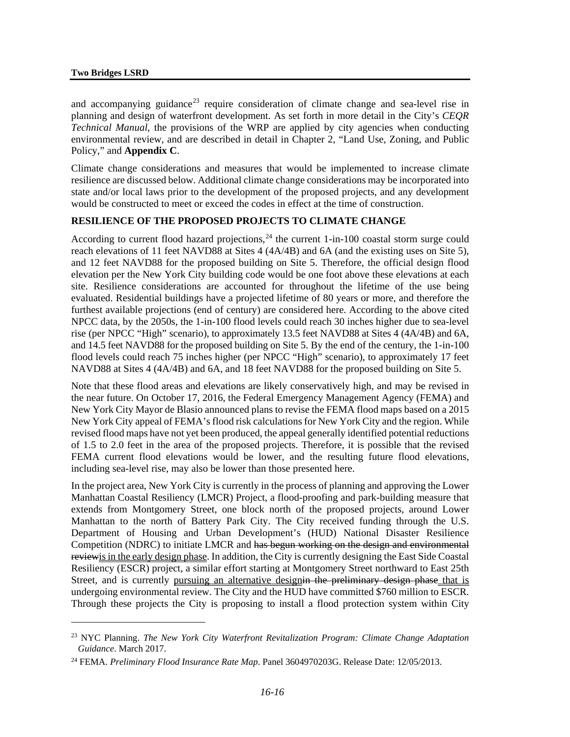and accompanying guidance[23] require consideration of climate change and sea-level rise in planning and design of waterfront development. As set forth in more detail in the City's *CEQR Technical Manual*, the provisions of the WRP are applied by city agencies when conducting environmental review, and are described in detail in Chapter 2, "Land Use, Zoning, and Public Policy," and **Appendix C**.

Climate change considerations and measures that would be implemented to increase climate resilience are discussed below. Additional climate change considerations may be incorporated into state and/or local laws prior to the development of the proposed projects, and any development would be constructed to meet or exceed the codes in effect at the time of construction.

**RESILIENCE OF THE PROPOSED PROJECTS TO CLIMATE CHANGE**

According to current flood hazard projections,[24] the current 1-in-100 coastal storm surge could reach elevations of 11 feet NAVD88 at Sites 4 (4A/4B) and 6A (and the existing uses on Site 5), and 12 feet NAVD88 for the proposed building on Site 5. Therefore, the official design flood elevation per the New York City building code would be one foot above these elevations at each site. Resilience considerations are accounted for throughout the lifetime of the use being evaluated. Residential buildings have a projected lifetime of 80 years or more, and therefore the furthest available projections (end of century) are considered here. According to the above cited NPCC data, by the 2050s, the 1-in-100 flood levels could reach 30 inches higher due to sea-level rise (per NPCC "High" scenario), to approximately 13.5 feet NAVD88 at Sites 4 (4A/4B) and 6A, and 14.5 feet NAVD88 for the proposed building on Site 5. By the end of the century, the 1-in-100 flood levels could reach 75 inches higher (per NPCC "High" scenario), to approximately 17 feet NAVD88 at Sites 4 (4A/4B) and 6A, and 18 feet NAVD88 for the proposed building on Site 5.

Note that these flood areas and elevations are likely conservatively high, and may be revised in the near future. On October 17, 2016, the Federal Emergency Management Agency (FEMA) and New York City Mayor de Blasio announced plans to revise the FEMA flood maps based on a 2015 New York City appeal of FEMA's flood risk calculations for New York City and the region. While revised flood maps have not yet been produced, the appeal generally identified potential reductions of 1.5 to 2.0 feet in the area of the proposed projects. Therefore, it is possible that the revised FEMA current flood elevations would be lower, and the resulting future flood elevations, including sea-level rise, may also be lower than those presented here.

In the project area, New York City is currently in the process of planning and approving the Lower Manhattan Coastal Resiliency (LMCR) Project, a flood-proofing and park-building measure that extends from Montgomery Street, one block north of the proposed projects, around Lower Manhattan to the north of Battery Park City. The City received funding through the U.S. Department of Housing and Urban Development's (HUD) National Disaster Resilience Competition (NDRC) to initiate LMCR and ~~has begun working on the design and environmental review~~<u>is in the early design phase</u>. In addition, the City is currently designing the East Side Coastal Resiliency (ESCR) project, a similar effort starting at Montgomery Street northward to East 25th Street, and is currently <u>pursuing an alternative design</u>~~in the preliminary design phase~~<u> that is</u> undergoing environmental review. The City and the HUD have committed $760 million to ESCR. Through these projects the City is proposing to install a flood protection system within City

[23] NYC Planning. *The New York City Waterfront Revitalization Program: Climate Change Adaptation Guidance*. March 2017.

[24] FEMA. *Preliminary Flood Insurance Rate Map*. Panel 3604970203G. Release Date: 12/05/2013.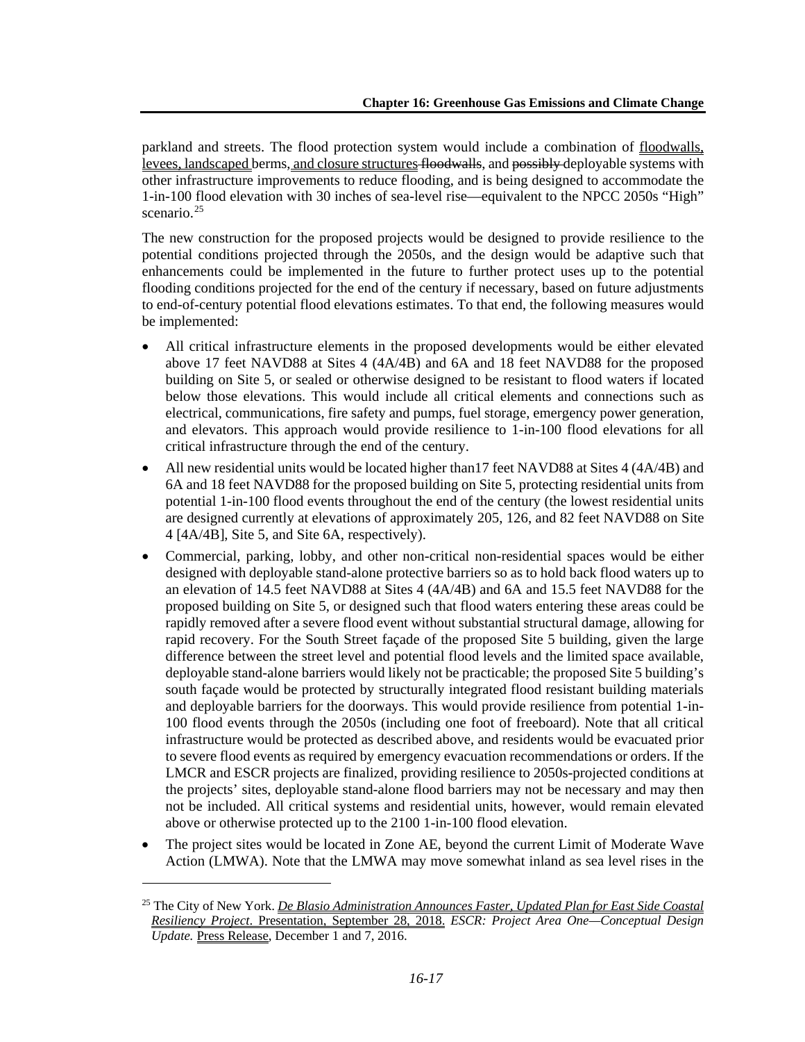parkland and streets. The flood protection system would include a combination of floodwalls, levees, landscaped berms, and closure structures ~~floodwalls~~, and ~~possibly~~ deployable systems with other infrastructure improvements to reduce flooding, and is being designed to accommodate the 1-in-100 flood elevation with 30 inches of sea-level rise—equivalent to the NPCC 2050s "High" scenario.[25]

The new construction for the proposed projects would be designed to provide resilience to the potential conditions projected through the 2050s, and the design would be adaptive such that enhancements could be implemented in the future to further protect uses up to the potential flooding conditions projected for the end of the century if necessary, based on future adjustments to end-of-century potential flood elevations estimates. To that end, the following measures would be implemented:

- All critical infrastructure elements in the proposed developments would be either elevated above 17 feet NAVD88 at Sites 4 (4A/4B) and 6A and 18 feet NAVD88 for the proposed building on Site 5, or sealed or otherwise designed to be resistant to flood waters if located below those elevations. This would include all critical elements and connections such as electrical, communications, fire safety and pumps, fuel storage, emergency power generation, and elevators. This approach would provide resilience to 1-in-100 flood elevations for all critical infrastructure through the end of the century.
- All new residential units would be located higher than17 feet NAVD88 at Sites 4 (4A/4B) and 6A and 18 feet NAVD88 for the proposed building on Site 5, protecting residential units from potential 1-in-100 flood events throughout the end of the century (the lowest residential units are designed currently at elevations of approximately 205, 126, and 82 feet NAVD88 on Site 4 [4A/4B], Site 5, and Site 6A, respectively).
- Commercial, parking, lobby, and other non-critical non-residential spaces would be either designed with deployable stand-alone protective barriers so as to hold back flood waters up to an elevation of 14.5 feet NAVD88 at Sites 4 (4A/4B) and 6A and 15.5 feet NAVD88 for the proposed building on Site 5, or designed such that flood waters entering these areas could be rapidly removed after a severe flood event without substantial structural damage, allowing for rapid recovery. For the South Street façade of the proposed Site 5 building, given the large difference between the street level and potential flood levels and the limited space available, deployable stand-alone barriers would likely not be practicable; the proposed Site 5 building's south façade would be protected by structurally integrated flood resistant building materials and deployable barriers for the doorways. This would provide resilience from potential 1-in-100 flood events through the 2050s (including one foot of freeboard). Note that all critical infrastructure would be protected as described above, and residents would be evacuated prior to severe flood events as required by emergency evacuation recommendations or orders. If the LMCR and ESCR projects are finalized, providing resilience to 2050s-projected conditions at the projects' sites, deployable stand-alone flood barriers may not be necessary and may then not be included. All critical systems and residential units, however, would remain elevated above or otherwise protected up to the 2100 1-in-100 flood elevation.
- The project sites would be located in Zone AE, beyond the current Limit of Moderate Wave Action (LMWA). Note that the LMWA may move somewhat inland as sea level rises in the

[25] The City of New York. *De Blasio Administration Announces Faster, Updated Plan for East Side Coastal Resiliency Project*. Presentation, September 28, 2018. *ESCR: Project Area One—Conceptual Design Update.* Press Release, December 1 and 7, 2016.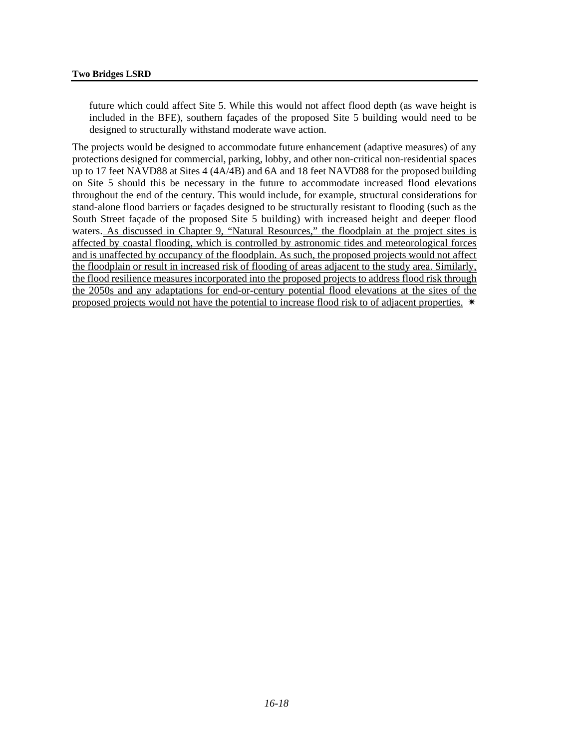future which could affect Site 5. While this would not affect flood depth (as wave height is included in the BFE), southern façades of the proposed Site 5 building would need to be designed to structurally withstand moderate wave action.

The projects would be designed to accommodate future enhancement (adaptive measures) of any protections designed for commercial, parking, lobby, and other non-critical non-residential spaces up to 17 feet NAVD88 at Sites 4 (4A/4B) and 6A and 18 feet NAVD88 for the proposed building on Site 5 should this be necessary in the future to accommodate increased flood elevations throughout the end of the century. This would include, for example, structural considerations for stand-alone flood barriers or façades designed to be structurally resistant to flooding (such as the South Street façade of the proposed Site 5 building) with increased height and deeper flood waters. As discussed in Chapter 9, "Natural Resources," the floodplain at the project sites is affected by coastal flooding, which is controlled by astronomic tides and meteorological forces and is unaffected by occupancy of the floodplain. As such, the proposed projects would not affect the floodplain or result in increased risk of flooding of areas adjacent to the study area. Similarly, the flood resilience measures incorporated into the proposed projects to address flood risk through the 2050s and any adaptations for end-or-century potential flood elevations at the sites of the proposed projects would not have the potential to increase flood risk to of adjacent properties. ✷